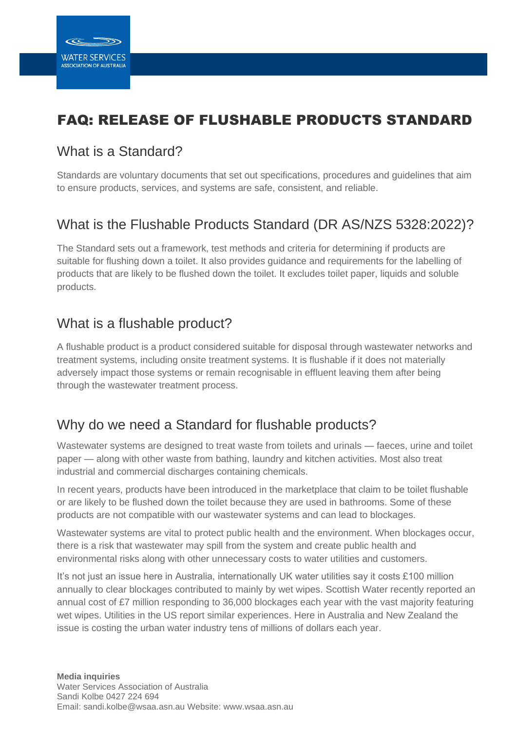# FAQ: RELEASE OF FLUSHABLE PRODUCTS STANDARD

## What is a Standard?

Standards are voluntary documents that set out specifications, procedures and guidelines that aim to ensure products, services, and systems are safe, consistent, and reliable.

## What is the Flushable Products Standard (DR AS/NZS 5328:2022)?

The Standard sets out a framework, test methods and criteria for determining if products are suitable for flushing down a toilet. It also provides guidance and requirements for the labelling of products that are likely to be flushed down the toilet. It excludes toilet paper, liquids and soluble products.

## What is a flushable product?

A flushable product is a product considered suitable for disposal through wastewater networks and treatment systems, including onsite treatment systems. It is flushable if it does not materially adversely impact those systems or remain recognisable in effluent leaving them after being through the wastewater treatment process.

## Why do we need a Standard for flushable products?

Wastewater systems are designed to treat waste from toilets and urinals — faeces, urine and toilet paper — along with other waste from bathing, laundry and kitchen activities. Most also treat industrial and commercial discharges containing chemicals.

In recent years, products have been introduced in the marketplace that claim to be toilet flushable or are likely to be flushed down the toilet because they are used in bathrooms. Some of these products are not compatible with our wastewater systems and can lead to blockages.

Wastewater systems are vital to protect public health and the environment. When blockages occur, there is a risk that wastewater may spill from the system and create public health and environmental risks along with other unnecessary costs to water utilities and customers.

It's not just an issue here in Australia, internationally UK water utilities say it costs £100 million annually to clear blockages contributed to mainly by wet wipes. Scottish Water recently reported an annual cost of £7 million responding to 36,000 blockages each year with the vast majority featuring wet wipes. Utilities in the US report similar experiences. Here in Australia and New Zealand the issue is costing the urban water industry tens of millions of dollars each year.

**Media inquiries**
Water Services Association of Australia
Sandi Kolbe 0427 224 694
Email: sandi.kolbe@wsaa.asn.au Website: www.wsaa.asn.au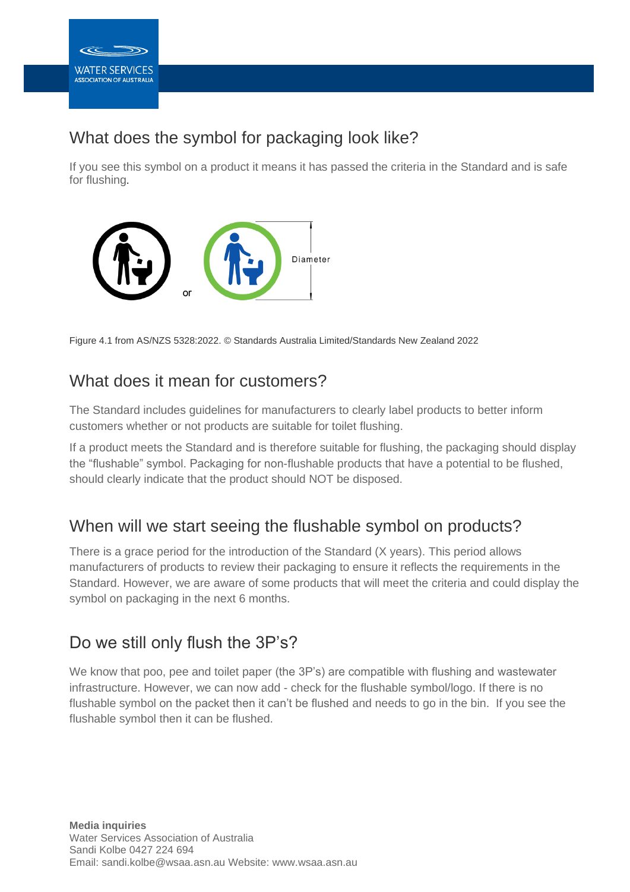## What does the symbol for packaging look like?

If you see this symbol on a product it means it has passed the criteria in the Standard and is safe for flushing.

or

Diameter

Figure 4.1 from AS/NZS 5328:2022. © Standards Australia Limited/Standards New Zealand 2022

## What does it mean for customers?

The Standard includes guidelines for manufacturers to clearly label products to better inform customers whether or not products are suitable for toilet flushing.

If a product meets the Standard and is therefore suitable for flushing, the packaging should display the "flushable" symbol. Packaging for non-flushable products that have a potential to be flushed, should clearly indicate that the product should NOT be disposed.

## When will we start seeing the flushable symbol on products?

There is a grace period for the introduction of the Standard (X years). This period allows manufacturers of products to review their packaging to ensure it reflects the requirements in the Standard. However, we are aware of some products that will meet the criteria and could display the symbol on packaging in the next 6 months.

## Do we still only flush the 3P's?

We know that poo, pee and toilet paper (the 3P's) are compatible with flushing and wastewater infrastructure. However, we can now add - check for the flushable symbol/logo. If there is no flushable symbol on the packet then it can't be flushed and needs to go in the bin. If you see the flushable symbol then it can be flushed.

**Media inquiries**
Water Services Association of Australia
Sandi Kolbe 0427 224 694
Email: sandi.kolbe@wsaa.asn.au Website: www.wsaa.asn.au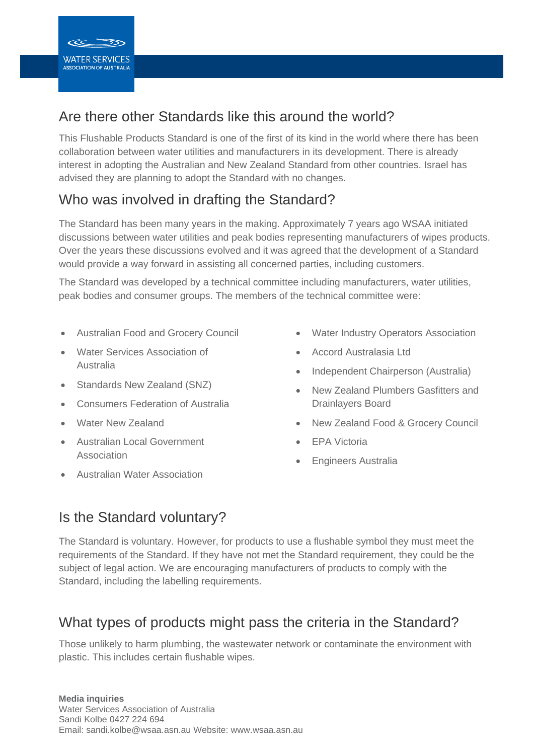## Are there other Standards like this around the world?

This Flushable Products Standard is one of the first of its kind in the world where there has been collaboration between water utilities and manufacturers in its development. There is already interest in adopting the Australian and New Zealand Standard from other countries. Israel has advised they are planning to adopt the Standard with no changes.

## Who was involved in drafting the Standard?

The Standard has been many years in the making. Approximately 7 years ago WSAA initiated discussions between water utilities and peak bodies representing manufacturers of wipes products. Over the years these discussions evolved and it was agreed that the development of a Standard would provide a way forward in assisting all concerned parties, including customers.

The Standard was developed by a technical committee including manufacturers, water utilities, peak bodies and consumer groups. The members of the technical committee were:

- Australian Food and Grocery Council
- Water Services Association of Australia
- Standards New Zealand (SNZ)
- Consumers Federation of Australia
- Water New Zealand
- Australian Local Government Association
- Australian Water Association
- Water Industry Operators Association
- Accord Australasia Ltd
- Independent Chairperson (Australia)
- New Zealand Plumbers Gasfitters and Drainlayers Board
- New Zealand Food & Grocery Council
- EPA Victoria
- Engineers Australia

## Is the Standard voluntary?

The Standard is voluntary. However, for products to use a flushable symbol they must meet the requirements of the Standard. If they have not met the Standard requirement, they could be the subject of legal action. We are encouraging manufacturers of products to comply with the Standard, including the labelling requirements.

## What types of products might pass the criteria in the Standard?

Those unlikely to harm plumbing, the wastewater network or contaminate the environment with plastic. This includes certain flushable wipes.

**Media inquiries**
Water Services Association of Australia
Sandi Kolbe 0427 224 694
Email: sandi.kolbe@wsaa.asn.au Website: www.wsaa.asn.au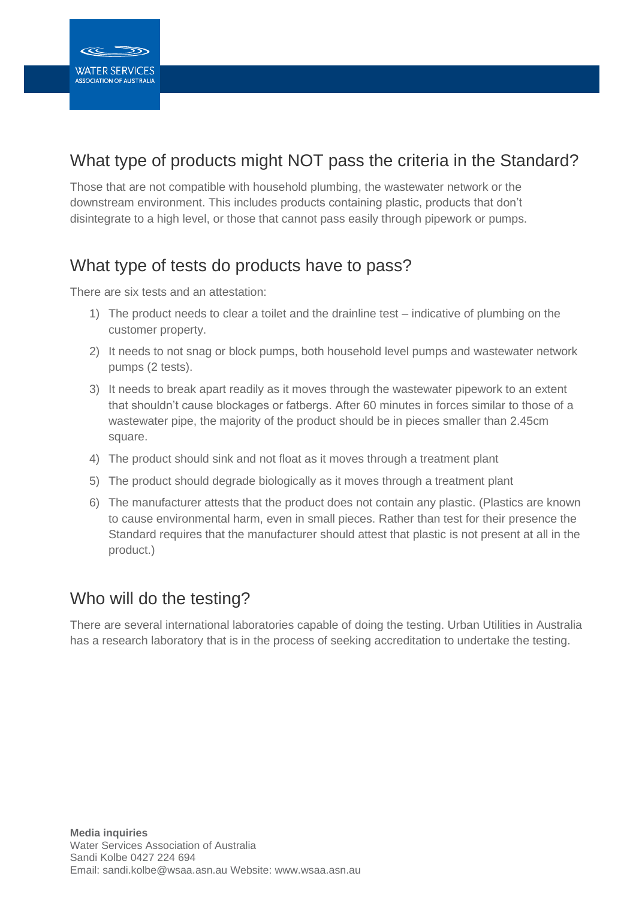## What type of products might NOT pass the criteria in the Standard?

Those that are not compatible with household plumbing, the wastewater network or the downstream environment. This includes products containing plastic, products that don't disintegrate to a high level, or those that cannot pass easily through pipework or pumps.

## What type of tests do products have to pass?

There are six tests and an attestation:

1) The product needs to clear a toilet and the drainline test – indicative of plumbing on the customer property.
2) It needs to not snag or block pumps, both household level pumps and wastewater network pumps (2 tests).
3) It needs to break apart readily as it moves through the wastewater pipework to an extent that shouldn't cause blockages or fatbergs. After 60 minutes in forces similar to those of a wastewater pipe, the majority of the product should be in pieces smaller than 2.45cm square.
4) The product should sink and not float as it moves through a treatment plant
5) The product should degrade biologically as it moves through a treatment plant
6) The manufacturer attests that the product does not contain any plastic. (Plastics are known to cause environmental harm, even in small pieces. Rather than test for their presence the Standard requires that the manufacturer should attest that plastic is not present at all in the product.)

## Who will do the testing?

There are several international laboratories capable of doing the testing. Urban Utilities in Australia has a research laboratory that is in the process of seeking accreditation to undertake the testing.

**Media inquiries**
Water Services Association of Australia
Sandi Kolbe 0427 224 694
Email: sandi.kolbe@wsaa.asn.au Website: www.wsaa.asn.au